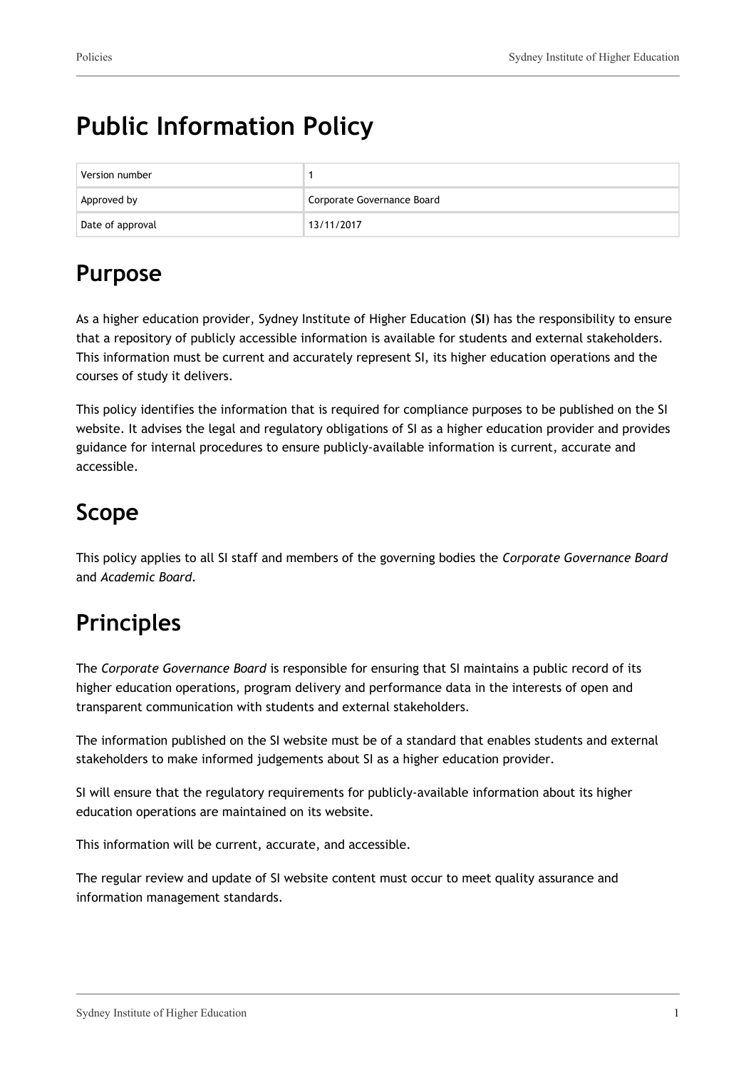# Public Information Policy

| Version number | 1 |
| --- | --- |
| Approved by | Corporate Governance Board |
| Date of approval | 13/11/2017 |

## Purpose

As a higher education provider, Sydney Institute of Higher Education (**SI**) has the responsibility to ensure that a repository of publicly accessible information is available for students and external stakeholders. This information must be current and accurately represent SI, its higher education operations and the courses of study it delivers.

This policy identifies the information that is required for compliance purposes to be published on the SI website. It advises the legal and regulatory obligations of SI as a higher education provider and provides guidance for internal procedures to ensure publicly-available information is current, accurate and accessible.

## Scope

This policy applies to all SI staff and members of the governing bodies the *Corporate Governance Board* and *Academic Board*.

## Principles

The *Corporate Governance Board* is responsible for ensuring that SI maintains a public record of its higher education operations, program delivery and performance data in the interests of open and transparent communication with students and external stakeholders.

The information published on the SI website must be of a standard that enables students and external stakeholders to make informed judgements about SI as a higher education provider.

SI will ensure that the regulatory requirements for publicly-available information about its higher education operations are maintained on its website.

This information will be current, accurate, and accessible.

The regular review and update of SI website content must occur to meet quality assurance and information management standards.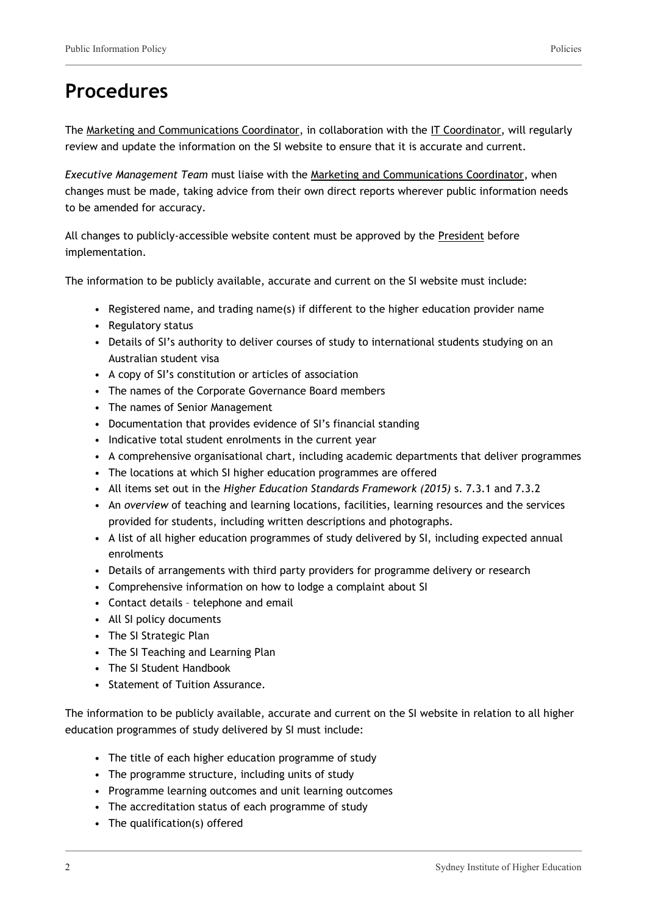## Procedures

The Marketing and Communications Coordinator, in collaboration with the IT Coordinator, will regularly review and update the information on the SI website to ensure that it is accurate and current.

*Executive Management Team* must liaise with the Marketing and Communications Coordinator, when changes must be made, taking advice from their own direct reports wherever public information needs to be amended for accuracy.

All changes to publicly-accessible website content must be approved by the President before implementation.

The information to be publicly available, accurate and current on the SI website must include:

- Registered name, and trading name(s) if different to the higher education provider name
- Regulatory status
- Details of SI's authority to deliver courses of study to international students studying on an Australian student visa
- A copy of SI's constitution or articles of association
- The names of the Corporate Governance Board members
- The names of Senior Management
- Documentation that provides evidence of SI's financial standing
- Indicative total student enrolments in the current year
- A comprehensive organisational chart, including academic departments that deliver programmes
- The locations at which SI higher education programmes are offered
- All items set out in the *Higher Education Standards Framework (2015)* s. 7.3.1 and 7.3.2
- An *overview* of teaching and learning locations, facilities, learning resources and the services provided for students, including written descriptions and photographs.
- A list of all higher education programmes of study delivered by SI, including expected annual enrolments
- Details of arrangements with third party providers for programme delivery or research
- Comprehensive information on how to lodge a complaint about SI
- Contact details – telephone and email
- All SI policy documents
- The SI Strategic Plan
- The SI Teaching and Learning Plan
- The SI Student Handbook
- Statement of Tuition Assurance.

The information to be publicly available, accurate and current on the SI website in relation to all higher education programmes of study delivered by SI must include:

- The title of each higher education programme of study
- The programme structure, including units of study
- Programme learning outcomes and unit learning outcomes
- The accreditation status of each programme of study
- The qualification(s) offered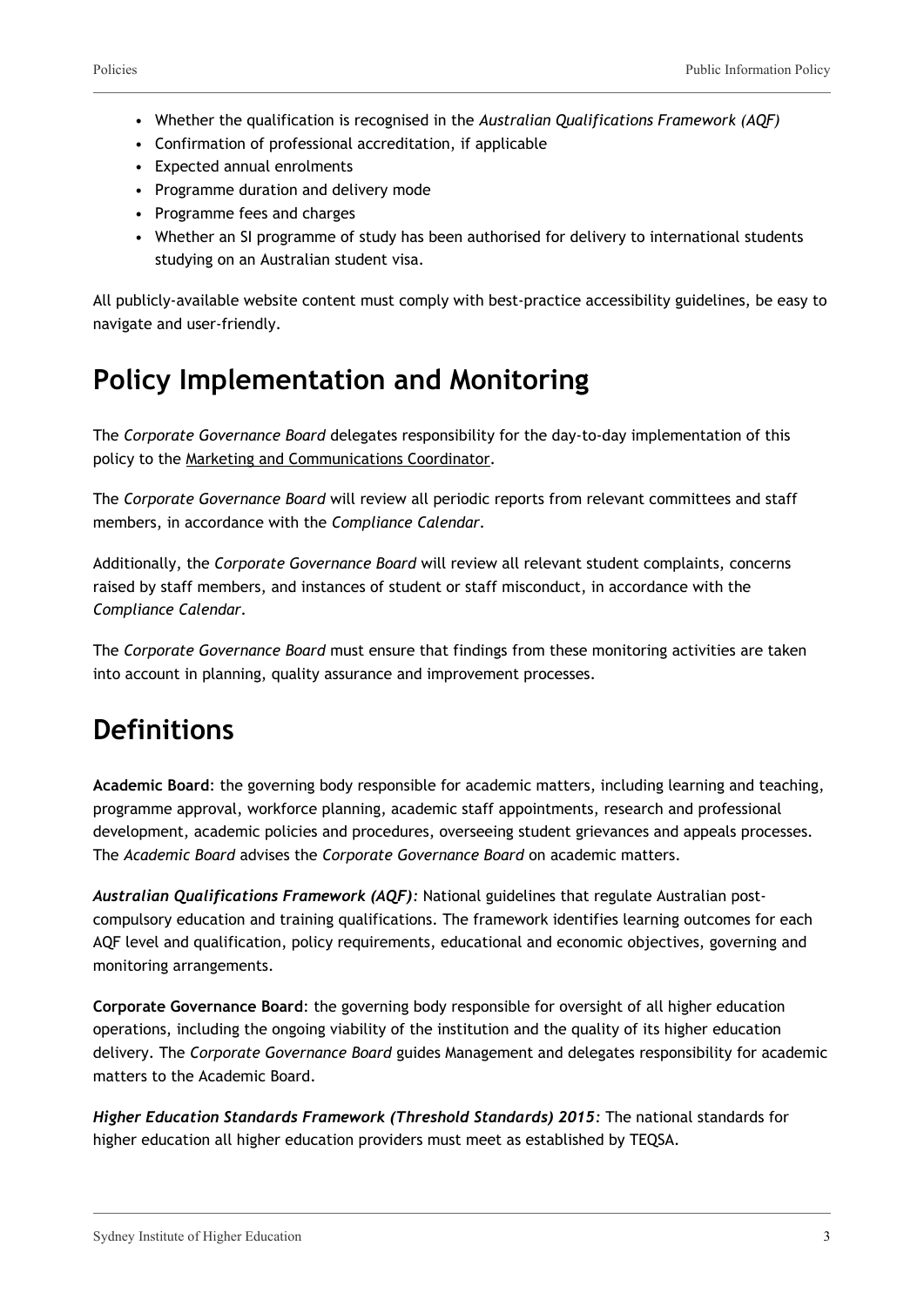- Whether the qualification is recognised in the *Australian Qualifications Framework (AQF)*
- Confirmation of professional accreditation, if applicable
- Expected annual enrolments
- Programme duration and delivery mode
- Programme fees and charges
- Whether an SI programme of study has been authorised for delivery to international students studying on an Australian student visa.

All publicly-available website content must comply with best-practice accessibility guidelines, be easy to navigate and user-friendly.

## Policy Implementation and Monitoring

The *Corporate Governance Board* delegates responsibility for the day-to-day implementation of this policy to the Marketing and Communications Coordinator.

The *Corporate Governance Board* will review all periodic reports from relevant committees and staff members, in accordance with the *Compliance Calendar*.

Additionally, the *Corporate Governance Board* will review all relevant student complaints, concerns raised by staff members, and instances of student or staff misconduct, in accordance with the *Compliance Calendar*.

The *Corporate Governance Board* must ensure that findings from these monitoring activities are taken into account in planning, quality assurance and improvement processes.

## Definitions

**Academic Board**: the governing body responsible for academic matters, including learning and teaching, programme approval, workforce planning, academic staff appointments, research and professional development, academic policies and procedures, overseeing student grievances and appeals processes. The *Academic Board* advises the *Corporate Governance Board* on academic matters.

***Australian Qualifications Framework (AQF):*** National guidelines that regulate Australian post-compulsory education and training qualifications. The framework identifies learning outcomes for each AQF level and qualification, policy requirements, educational and economic objectives, governing and monitoring arrangements.

**Corporate Governance Board**: the governing body responsible for oversight of all higher education operations, including the ongoing viability of the institution and the quality of its higher education delivery. The *Corporate Governance Board* guides Management and delegates responsibility for academic matters to the Academic Board.

***Higher Education Standards Framework (Threshold Standards) 2015:*** The national standards for higher education all higher education providers must meet as established by TEQSA.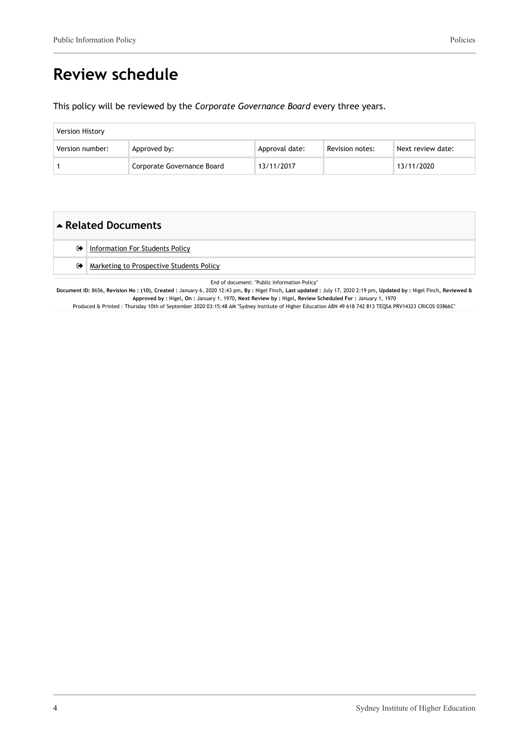# Review schedule

This policy will be reviewed by the *Corporate Governance Board* every three years.

| Version History | | | | |
|---|---|---|---|---|
| Version number: | Approved by: | Approval date: | Revision notes: | Next review date: |
| 1 | Corporate Governance Board | 13/11/2017 | | 13/11/2020 |

## Related Documents

- Information For Students Policy
- Marketing to Prospective Students Policy

End of document: "Public Information Policy"

**Document ID:** 8656, **Revision No : (10)**, **Created :** January 6, 2020 12:43 pm, **By :** Nigel Finch, **Last updated :** July 17, 2020 2:19 pm, **Updated by :** Nigel Finch, **Reviewed & Approved by :** Nigel, **On :** January 1, 1970, **Next Review by :** Nigel, **Review Scheduled For :** January 1, 1970

Produced & Printed : Thursday 10th of September 2020 03:15:48 AM "Sydney Institute of Higher Education ABN 49 618 742 813 TEQSA PRV14323 CRICOS 03866C"